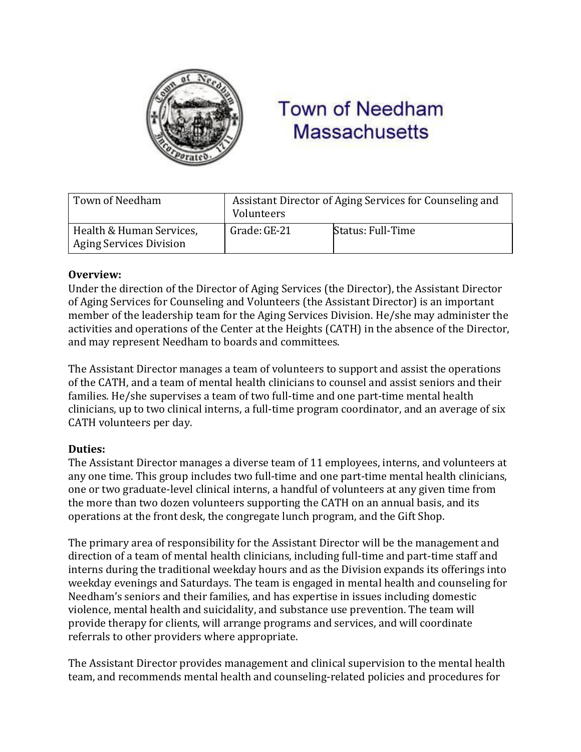# Town of Needham Massachusetts

| Town of Needham | Assistant Director of Aging Services for Counseling and Volunteers | |
|---|---|---|
| Health & Human Services, Aging Services Division | Grade: GE-21 | Status: Full-Time |

**Overview:**
Under the direction of the Director of Aging Services (the Director), the Assistant Director of Aging Services for Counseling and Volunteers (the Assistant Director) is an important member of the leadership team for the Aging Services Division. He/she may administer the activities and operations of the Center at the Heights (CATH) in the absence of the Director, and may represent Needham to boards and committees.

The Assistant Director manages a team of volunteers to support and assist the operations of the CATH, and a team of mental health clinicians to counsel and assist seniors and their families. He/she supervises a team of two full-time and one part-time mental health clinicians, up to two clinical interns, a full-time program coordinator, and an average of six CATH volunteers per day.

**Duties:**
The Assistant Director manages a diverse team of 11 employees, interns, and volunteers at any one time. This group includes two full-time and one part-time mental health clinicians, one or two graduate-level clinical interns, a handful of volunteers at any given time from the more than two dozen volunteers supporting the CATH on an annual basis, and its operations at the front desk, the congregate lunch program, and the Gift Shop.

The primary area of responsibility for the Assistant Director will be the management and direction of a team of mental health clinicians, including full-time and part-time staff and interns during the traditional weekday hours and as the Division expands its offerings into weekday evenings and Saturdays. The team is engaged in mental health and counseling for Needham's seniors and their families, and has expertise in issues including domestic violence, mental health and suicidality, and substance use prevention. The team will provide therapy for clients, will arrange programs and services, and will coordinate referrals to other providers where appropriate.

The Assistant Director provides management and clinical supervision to the mental health team, and recommends mental health and counseling-related policies and procedures for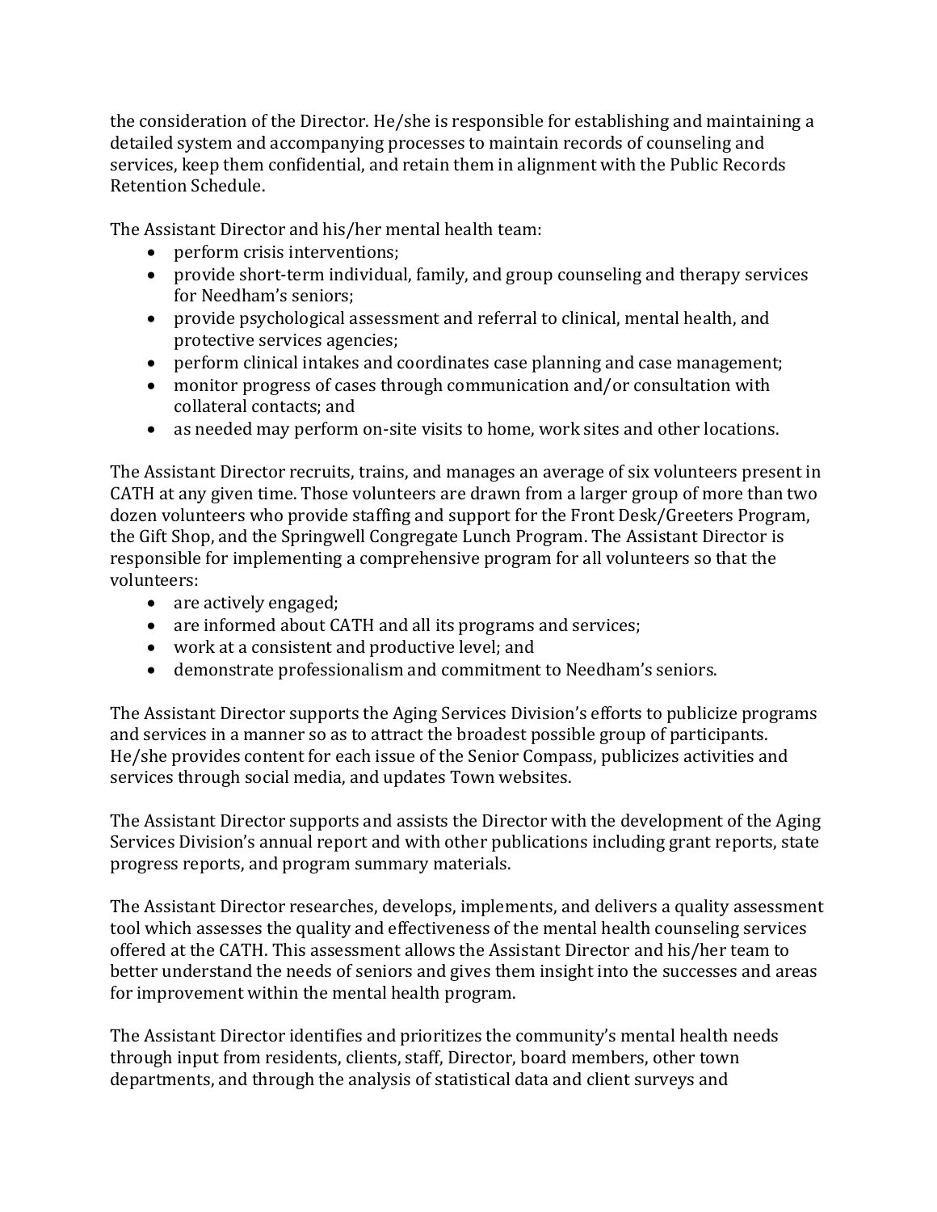the consideration of the Director. He/she is responsible for establishing and maintaining a detailed system and accompanying processes to maintain records of counseling and services, keep them confidential, and retain them in alignment with the Public Records Retention Schedule.

The Assistant Director and his/her mental health team:

- perform crisis interventions;
- provide short-term individual, family, and group counseling and therapy services for Needham's seniors;
- provide psychological assessment and referral to clinical, mental health, and protective services agencies;
- perform clinical intakes and coordinates case planning and case management;
- monitor progress of cases through communication and/or consultation with collateral contacts; and
- as needed may perform on-site visits to home, work sites and other locations.

The Assistant Director recruits, trains, and manages an average of six volunteers present in CATH at any given time. Those volunteers are drawn from a larger group of more than two dozen volunteers who provide staffing and support for the Front Desk/Greeters Program, the Gift Shop, and the Springwell Congregate Lunch Program. The Assistant Director is responsible for implementing a comprehensive program for all volunteers so that the volunteers:

- are actively engaged;
- are informed about CATH and all its programs and services;
- work at a consistent and productive level; and
- demonstrate professionalism and commitment to Needham's seniors.

The Assistant Director supports the Aging Services Division's efforts to publicize programs and services in a manner so as to attract the broadest possible group of participants. He/she provides content for each issue of the Senior Compass, publicizes activities and services through social media, and updates Town websites.

The Assistant Director supports and assists the Director with the development of the Aging Services Division's annual report and with other publications including grant reports, state progress reports, and program summary materials.

The Assistant Director researches, develops, implements, and delivers a quality assessment tool which assesses the quality and effectiveness of the mental health counseling services offered at the CATH. This assessment allows the Assistant Director and his/her team to better understand the needs of seniors and gives them insight into the successes and areas for improvement within the mental health program.

The Assistant Director identifies and prioritizes the community's mental health needs through input from residents, clients, staff, Director, board members, other town departments, and through the analysis of statistical data and client surveys and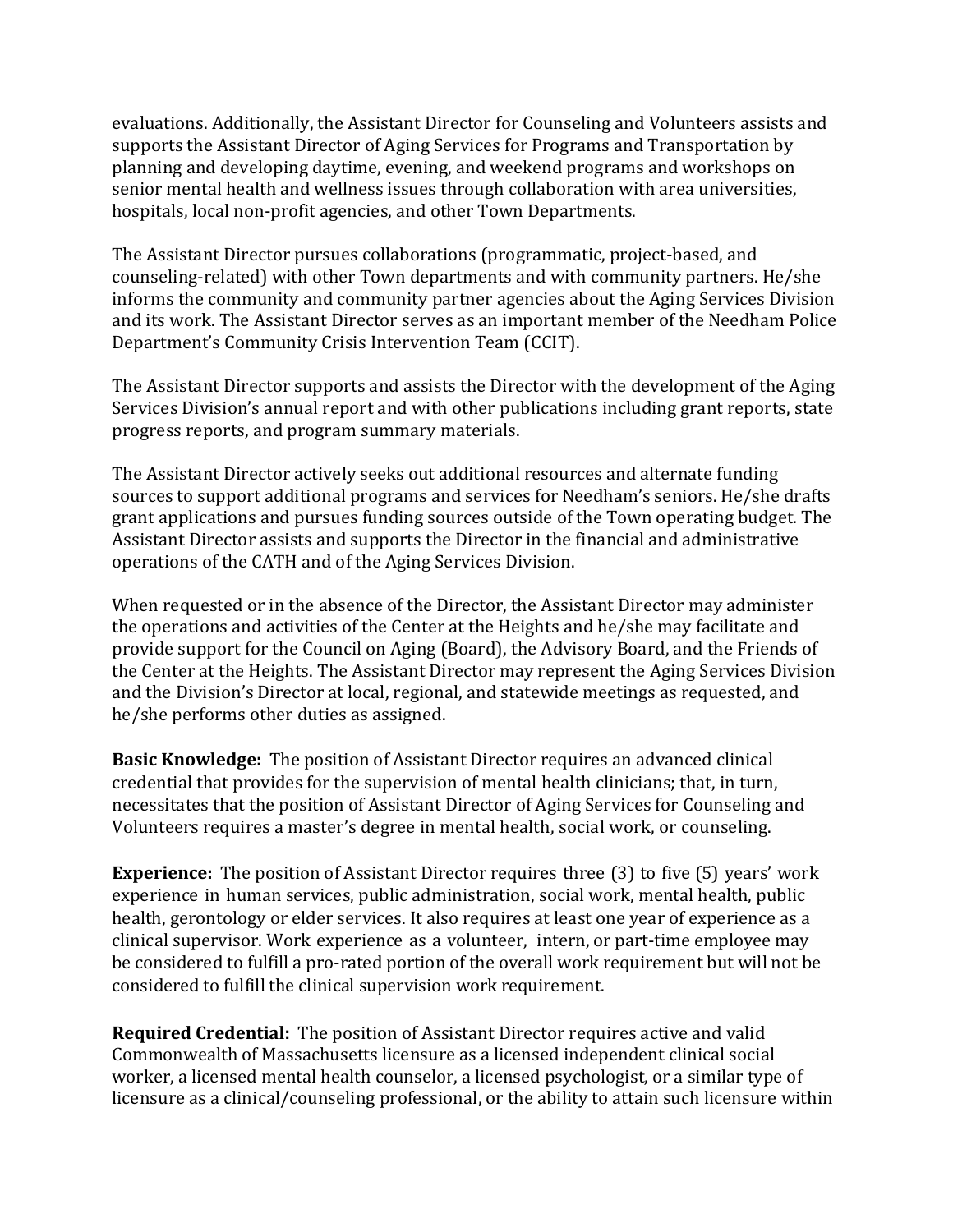evaluations. Additionally, the Assistant Director for Counseling and Volunteers assists and supports the Assistant Director of Aging Services for Programs and Transportation by planning and developing daytime, evening, and weekend programs and workshops on senior mental health and wellness issues through collaboration with area universities, hospitals, local non-profit agencies, and other Town Departments.

The Assistant Director pursues collaborations (programmatic, project-based, and counseling-related) with other Town departments and with community partners. He/she informs the community and community partner agencies about the Aging Services Division and its work. The Assistant Director serves as an important member of the Needham Police Department's Community Crisis Intervention Team (CCIT).

The Assistant Director supports and assists the Director with the development of the Aging Services Division's annual report and with other publications including grant reports, state progress reports, and program summary materials.

The Assistant Director actively seeks out additional resources and alternate funding sources to support additional programs and services for Needham's seniors. He/she drafts grant applications and pursues funding sources outside of the Town operating budget. The Assistant Director assists and supports the Director in the financial and administrative operations of the CATH and of the Aging Services Division.

When requested or in the absence of the Director, the Assistant Director may administer the operations and activities of the Center at the Heights and he/she may facilitate and provide support for the Council on Aging (Board), the Advisory Board, and the Friends of the Center at the Heights. The Assistant Director may represent the Aging Services Division and the Division's Director at local, regional, and statewide meetings as requested, and he/she performs other duties as assigned.

**Basic Knowledge:** The position of Assistant Director requires an advanced clinical credential that provides for the supervision of mental health clinicians; that, in turn, necessitates that the position of Assistant Director of Aging Services for Counseling and Volunteers requires a master's degree in mental health, social work, or counseling.

**Experience:** The position of Assistant Director requires three (3) to five (5) years' work experience in human services, public administration, social work, mental health, public health, gerontology or elder services. It also requires at least one year of experience as a clinical supervisor. Work experience as a volunteer, intern, or part-time employee may be considered to fulfill a pro-rated portion of the overall work requirement but will not be considered to fulfill the clinical supervision work requirement.

**Required Credential:** The position of Assistant Director requires active and valid Commonwealth of Massachusetts licensure as a licensed independent clinical social worker, a licensed mental health counselor, a licensed psychologist, or a similar type of licensure as a clinical/counseling professional, or the ability to attain such licensure within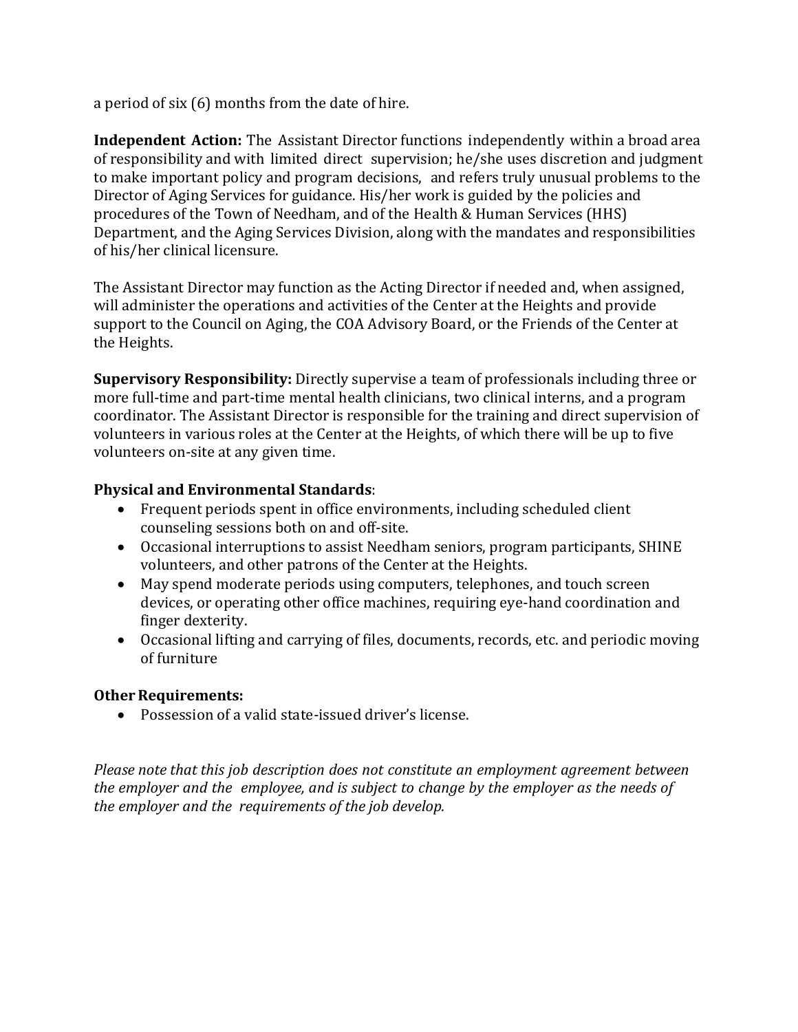a period of six (6) months from the date of hire.

**Independent Action:** The Assistant Director functions independently within a broad area of responsibility and with limited direct supervision; he/she uses discretion and judgment to make important policy and program decisions, and refers truly unusual problems to the Director of Aging Services for guidance. His/her work is guided by the policies and procedures of the Town of Needham, and of the Health & Human Services (HHS) Department, and the Aging Services Division, along with the mandates and responsibilities of his/her clinical licensure.

The Assistant Director may function as the Acting Director if needed and, when assigned, will administer the operations and activities of the Center at the Heights and provide support to the Council on Aging, the COA Advisory Board, or the Friends of the Center at the Heights.

**Supervisory Responsibility:** Directly supervise a team of professionals including three or more full-time and part-time mental health clinicians, two clinical interns, and a program coordinator. The Assistant Director is responsible for the training and direct supervision of volunteers in various roles at the Center at the Heights, of which there will be up to five volunteers on-site at any given time.

**Physical and Environmental Standards**:

- Frequent periods spent in office environments, including scheduled client counseling sessions both on and off-site.
- Occasional interruptions to assist Needham seniors, program participants, SHINE volunteers, and other patrons of the Center at the Heights.
- May spend moderate periods using computers, telephones, and touch screen devices, or operating other office machines, requiring eye-hand coordination and finger dexterity.
- Occasional lifting and carrying of files, documents, records, etc. and periodic moving of furniture

**Other Requirements:**

- Possession of a valid state-issued driver's license.

*Please note that this job description does not constitute an employment agreement between the employer and the employee, and is subject to change by the employer as the needs of the employer and the requirements of the job develop.*